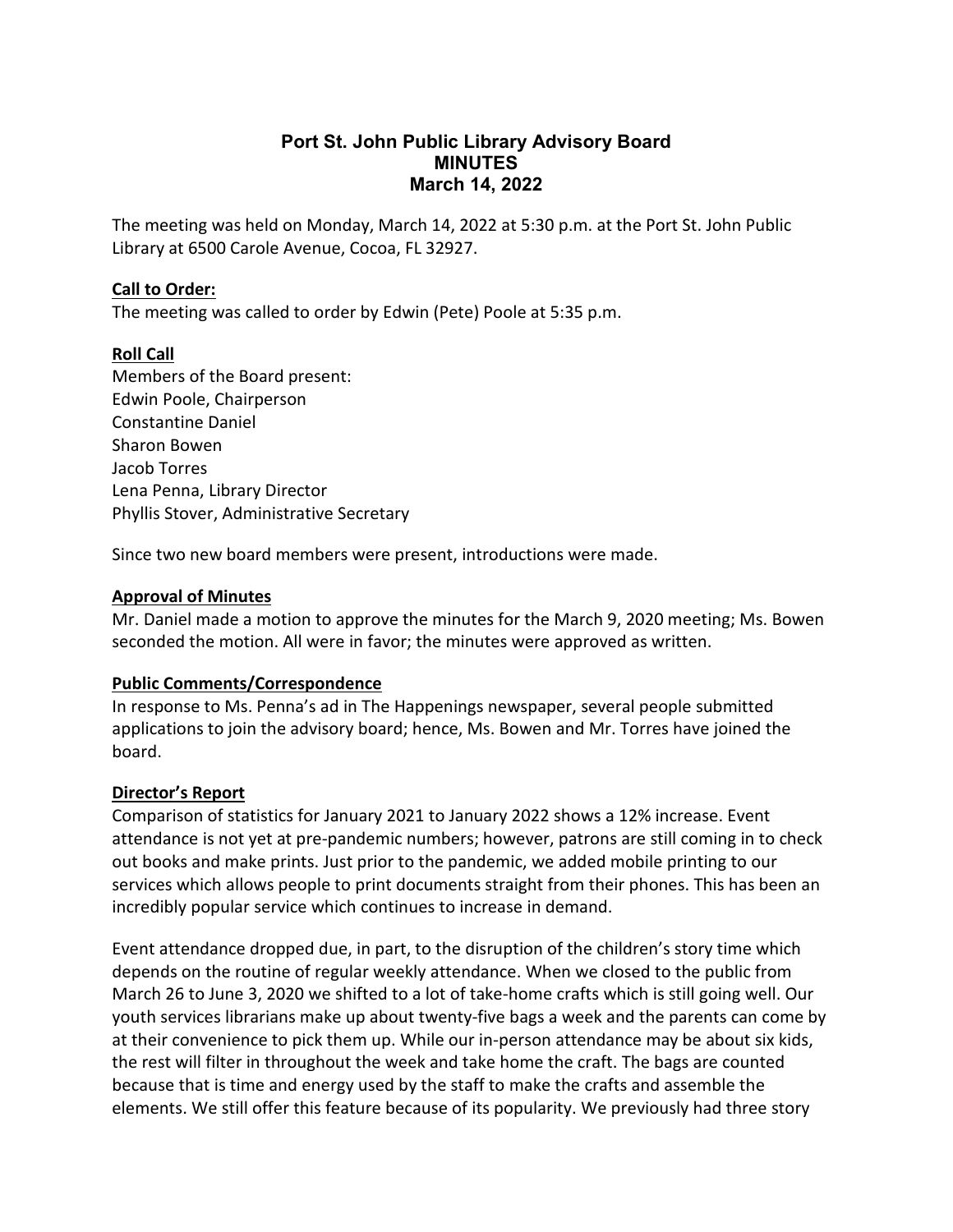# Port St. John Public Library Advisory Board
## MINUTES
### March 14, 2022

The meeting was held on Monday, March 14, 2022 at 5:30 p.m. at the Port St. John Public Library at 6500 Carole Avenue, Cocoa, FL 32927.

**Call to Order:**

The meeting was called to order by Edwin (Pete) Poole at 5:35 p.m.

**Roll Call**

Members of the Board present:
Edwin Poole, Chairperson
Constantine Daniel
Sharon Bowen
Jacob Torres
Lena Penna, Library Director
Phyllis Stover, Administrative Secretary

Since two new board members were present, introductions were made.

**Approval of Minutes**

Mr. Daniel made a motion to approve the minutes for the March 9, 2020 meeting; Ms. Bowen seconded the motion. All were in favor; the minutes were approved as written.

**Public Comments/Correspondence**

In response to Ms. Penna's ad in The Happenings newspaper, several people submitted applications to join the advisory board; hence, Ms. Bowen and Mr. Torres have joined the board.

**Director's Report**

Comparison of statistics for January 2021 to January 2022 shows a 12% increase. Event attendance is not yet at pre-pandemic numbers; however, patrons are still coming in to check out books and make prints. Just prior to the pandemic, we added mobile printing to our services which allows people to print documents straight from their phones. This has been an incredibly popular service which continues to increase in demand.

Event attendance dropped due, in part, to the disruption of the children's story time which depends on the routine of regular weekly attendance. When we closed to the public from March 26 to June 3, 2020 we shifted to a lot of take-home crafts which is still going well. Our youth services librarians make up about twenty-five bags a week and the parents can come by at their convenience to pick them up. While our in-person attendance may be about six kids, the rest will filter in throughout the week and take home the craft. The bags are counted because that is time and energy used by the staff to make the crafts and assemble the elements. We still offer this feature because of its popularity. We previously had three story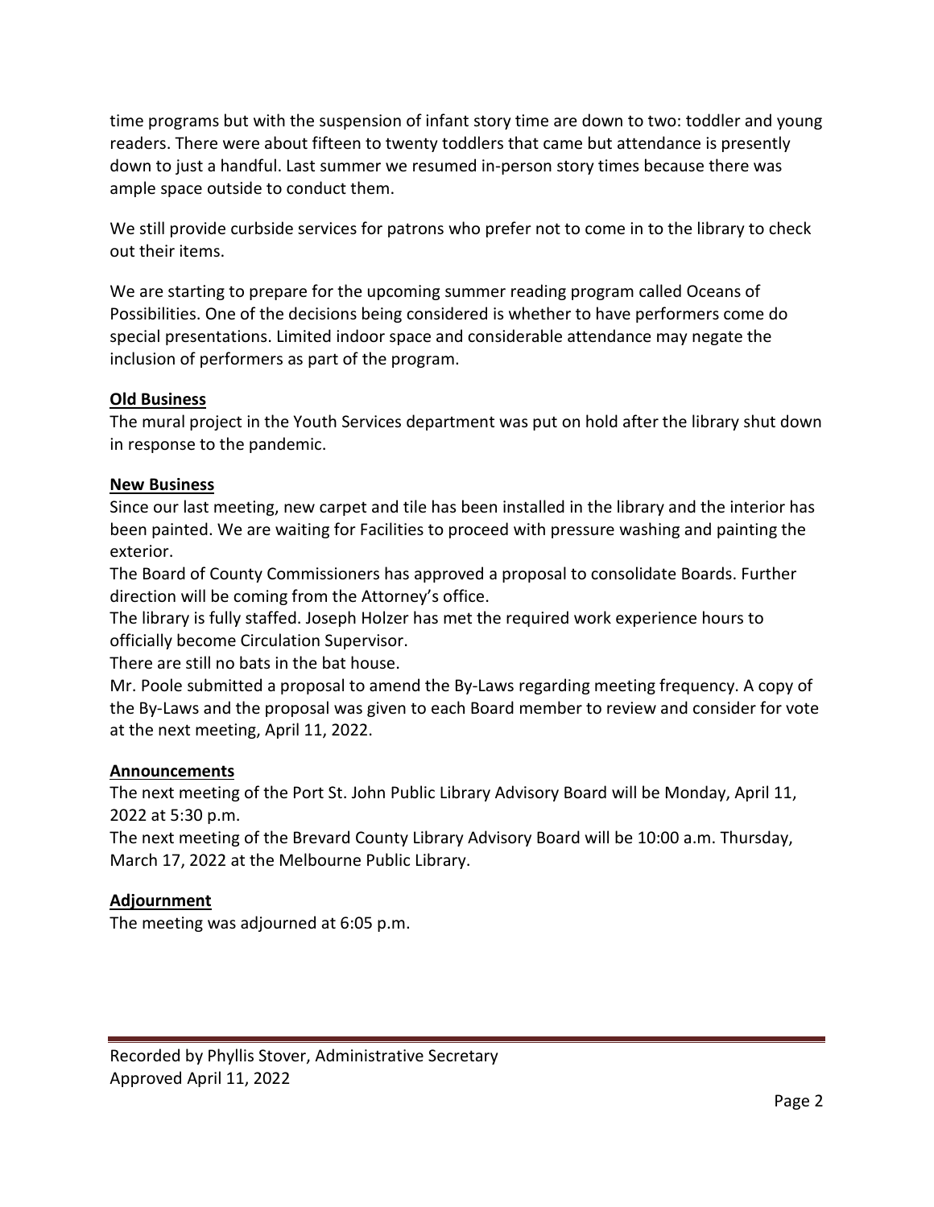time programs but with the suspension of infant story time are down to two: toddler and young readers. There were about fifteen to twenty toddlers that came but attendance is presently down to just a handful. Last summer we resumed in-person story times because there was ample space outside to conduct them.

We still provide curbside services for patrons who prefer not to come in to the library to check out their items.

We are starting to prepare for the upcoming summer reading program called Oceans of Possibilities. One of the decisions being considered is whether to have performers come do special presentations. Limited indoor space and considerable attendance may negate the inclusion of performers as part of the program.

**Old Business**

The mural project in the Youth Services department was put on hold after the library shut down in response to the pandemic.

**New Business**

Since our last meeting, new carpet and tile has been installed in the library and the interior has been painted. We are waiting for Facilities to proceed with pressure washing and painting the exterior.

The Board of County Commissioners has approved a proposal to consolidate Boards. Further direction will be coming from the Attorney's office.

The library is fully staffed. Joseph Holzer has met the required work experience hours to officially become Circulation Supervisor.

There are still no bats in the bat house.

Mr. Poole submitted a proposal to amend the By-Laws regarding meeting frequency. A copy of the By-Laws and the proposal was given to each Board member to review and consider for vote at the next meeting, April 11, 2022.

**Announcements**

The next meeting of the Port St. John Public Library Advisory Board will be Monday, April 11, 2022 at 5:30 p.m.

The next meeting of the Brevard County Library Advisory Board will be 10:00 a.m. Thursday, March 17, 2022 at the Melbourne Public Library.

**Adjournment**

The meeting was adjourned at 6:05 p.m.

---

Recorded by Phyllis Stover, Administrative Secretary
Approved April 11, 2022